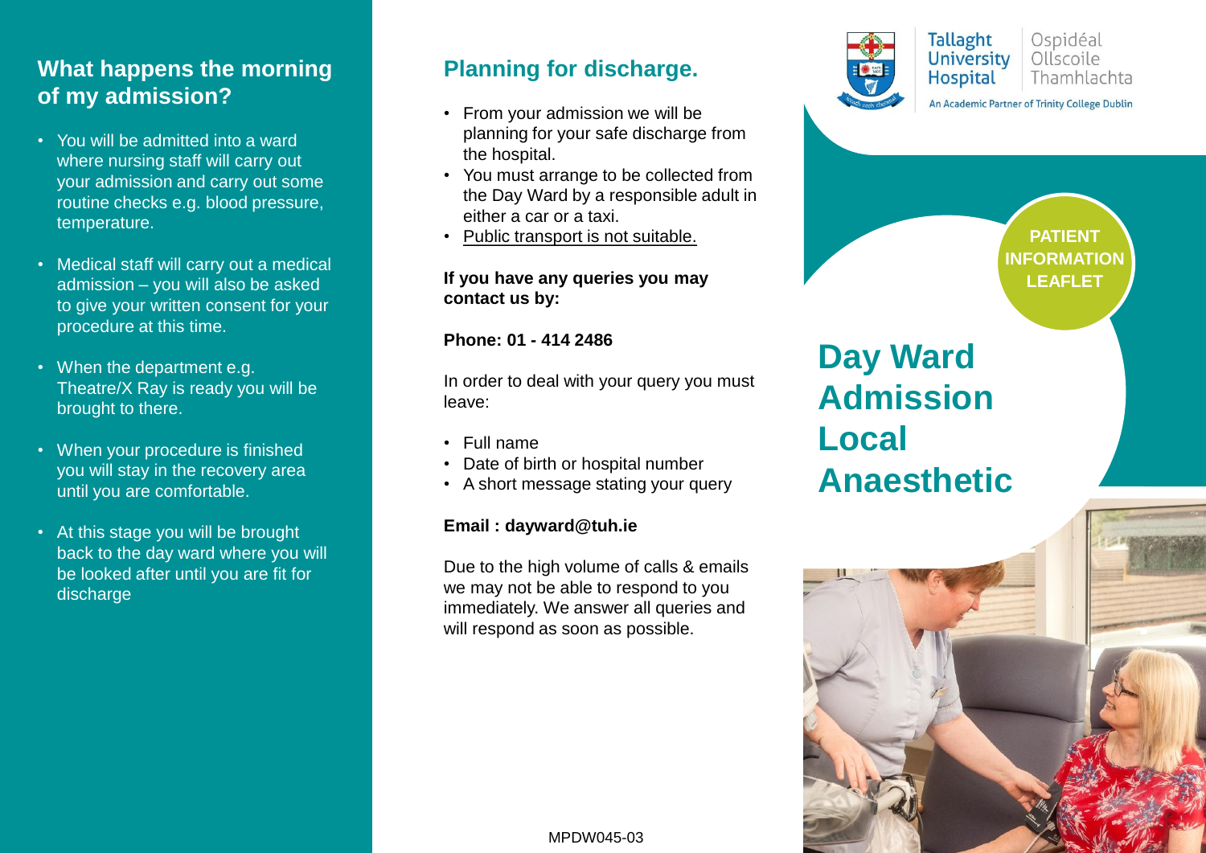# Day Ward Admission Local Anaesthetic

Tallaght University Hospital

Ospidéal Ollscoile Thamhlachta

An Academic Partner of Trinity College Dublin

PATIENT INFORMATION LEAFLET

## What happens the morning of my admission?

- You will be admitted into a ward where nursing staff will carry out your admission and carry out some routine checks e.g. blood pressure, temperature.
- Medical staff will carry out a medical admission – you will also be asked to give your written consent for your procedure at this time.
- When the department e.g. Theatre/X Ray is ready you will be brought to there.
- When your procedure is finished you will stay in the recovery area until you are comfortable.
- At this stage you will be brought back to the day ward where you will be looked after until you are fit for discharge

## Planning for discharge.

- From your admission we will be planning for your safe discharge from the hospital.
- You must arrange to be collected from the Day Ward by a responsible adult in either a car or a taxi.
- Public transport is not suitable.

**If you have any queries you may contact us by:**

**Phone: 01 - 414 2486**

In order to deal with your query you must leave:

- Full name
- Date of birth or hospital number
- A short message stating your query

**Email : dayward@tuh.ie**

Due to the high volume of calls & emails we may not be able to respond to you immediately. We answer all queries and will respond as soon as possible.

MPDW045-03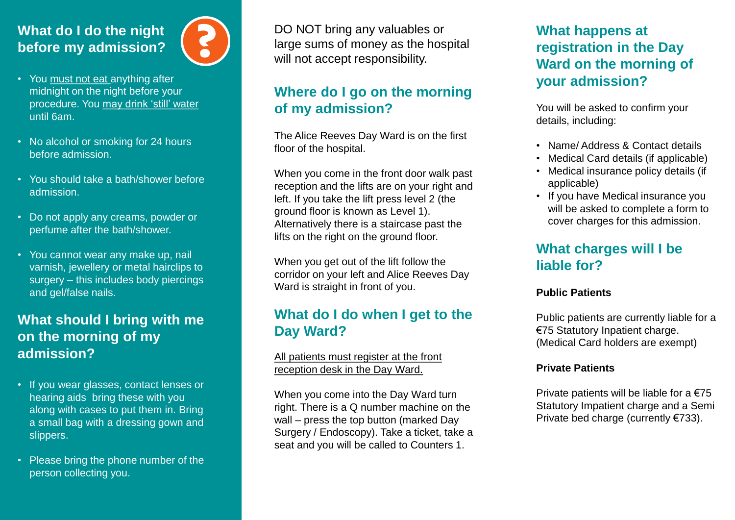## What do I do the night before my admission?

- You must not eat anything after midnight on the night before your procedure. You may drink 'still' water until 6am.
- No alcohol or smoking for 24 hours before admission.
- You should take a bath/shower before admission.
- Do not apply any creams, powder or perfume after the bath/shower.
- You cannot wear any make up, nail varnish, jewellery or metal hairclips to surgery – this includes body piercings and gel/false nails.

## What should I bring with me on the morning of my admission?

- If you wear glasses, contact lenses or hearing aids bring these with you along with cases to put them in. Bring a small bag with a dressing gown and slippers.
- Please bring the phone number of the person collecting you.

DO NOT bring any valuables or large sums of money as the hospital will not accept responsibility.

## Where do I go on the morning of my admission?

The Alice Reeves Day Ward is on the first floor of the hospital.

When you come in the front door walk past reception and the lifts are on your right and left. If you take the lift press level 2 (the ground floor is known as Level 1). Alternatively there is a staircase past the lifts on the right on the ground floor.

When you get out of the lift follow the corridor on your left and Alice Reeves Day Ward is straight in front of you.

## What do I do when I get to the Day Ward?

All patients must register at the front reception desk in the Day Ward.

When you come into the Day Ward turn right. There is a Q number machine on the wall – press the top button (marked Day Surgery / Endoscopy). Take a ticket, take a seat and you will be called to Counters 1.

## What happens at registration in the Day Ward on the morning of your admission?

You will be asked to confirm your details, including:

- Name/ Address & Contact details
- Medical Card details (if applicable)
- Medical insurance policy details (if applicable)
- If you have Medical insurance you will be asked to complete a form to cover charges for this admission.

## What charges will I be liable for?

**Public Patients**

Public patients are currently liable for a €75 Statutory Inpatient charge. (Medical Card holders are exempt)

**Private Patients**

Private patients will be liable for a €75 Statutory Impatient charge and a Semi Private bed charge (currently €733).